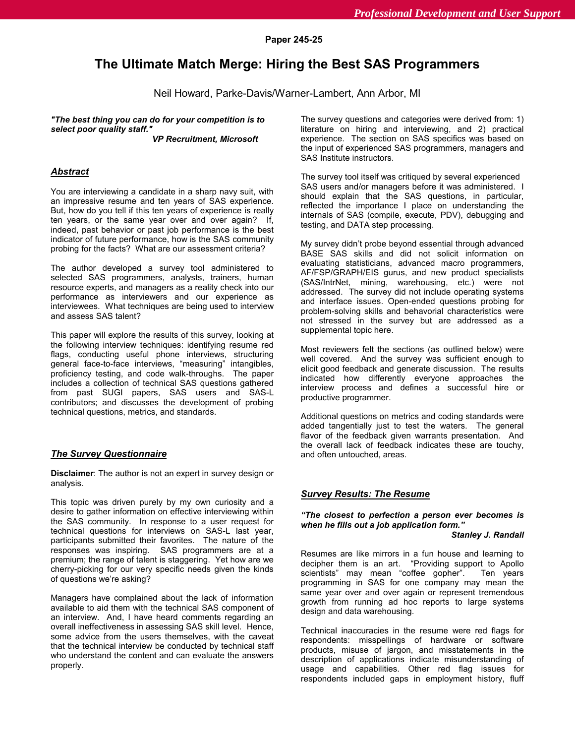Paper 245-25

# The Ultimate Match Merge: Hiring the Best SAS Programmers

Neil Howard, Parke-Davis/Warner-Lambert, Ann Arbor, MI

***"The best thing you can do for your competition is to select poor quality staff."***
***VP Recruitment, Microsoft***

## *Abstract*

You are interviewing a candidate in a sharp navy suit, with an impressive resume and ten years of SAS experience. But, how do you tell if this ten years of experience is really ten years, or the same year over and over again? If, indeed, past behavior or past job performance is the best indicator of future performance, how is the SAS community probing for the facts? What are our assessment criteria?

The author developed a survey tool administered to selected SAS programmers, analysts, trainers, human resource experts, and managers as a reality check into our performance as interviewers and our experience as interviewees. What techniques are being used to interview and assess SAS talent?

This paper will explore the results of this survey, looking at the following interview techniques: identifying resume red flags, conducting useful phone interviews, structuring general face-to-face interviews, "measuring" intangibles, proficiency testing, and code walk-throughs. The paper includes a collection of technical SAS questions gathered from past SUGI papers, SAS users and SAS-L contributors; and discusses the development of probing technical questions, metrics, and standards.

## *The Survey Questionnaire*

**Disclaimer**: The author is not an expert in survey design or analysis.

This topic was driven purely by my own curiosity and a desire to gather information on effective interviewing within the SAS community. In response to a user request for technical questions for interviews on SAS-L last year, participants submitted their favorites. The nature of the responses was inspiring. SAS programmers are at a premium; the range of talent is staggering. Yet how are we cherry-picking for our very specific needs given the kinds of questions we're asking?

Managers have complained about the lack of information available to aid them with the technical SAS component of an interview. And, I have heard comments regarding an overall ineffectiveness in assessing SAS skill level. Hence, some advice from the users themselves, with the caveat that the technical interview be conducted by technical staff who understand the content and can evaluate the answers properly.

The survey questions and categories were derived from: 1) literature on hiring and interviewing, and 2) practical experience. The section on SAS specifics was based on the input of experienced SAS programmers, managers and SAS Institute instructors.

The survey tool itself was critiqued by several experienced SAS users and/or managers before it was administered. I should explain that the SAS questions, in particular, reflected the importance I place on understanding the internals of SAS (compile, execute, PDV), debugging and testing, and DATA step processing.

My survey didn't probe beyond essential through advanced BASE SAS skills and did not solicit information on evaluating statisticians, advanced macro programmers, AF/FSP/GRAPH/EIS gurus, and new product specialists (SAS/IntrNet, mining, warehousing, etc.) were not addressed. The survey did not include operating systems and interface issues. Open-ended questions probing for problem-solving skills and behavorial characteristics were not stressed in the survey but are addressed as a supplemental topic here.

Most reviewers felt the sections (as outlined below) were well covered. And the survey was sufficient enough to elicit good feedback and generate discussion. The results indicated how differently everyone approaches the interview process and defines a successful hire or productive programmer.

Additional questions on metrics and coding standards were added tangentially just to test the waters. The general flavor of the feedback given warrants presentation. And the overall lack of feedback indicates these are touchy, and often untouched, areas.

## *Survey Results: The Resume*

***"The closest to perfection a person ever becomes is when he fills out a job application form."***
***Stanley J. Randall***

Resumes are like mirrors in a fun house and learning to decipher them is an art. "Providing support to Apollo scientists" may mean "coffee gopher". Ten years programming in SAS for one company may mean the same year over and over again or represent tremendous growth from running ad hoc reports to large systems design and data warehousing.

Technical inaccuracies in the resume were red flags for respondents: misspellings of hardware or software products, misuse of jargon, and misstatements in the description of applications indicate misunderstanding of usage and capabilities. Other red flag issues for respondents included gaps in employment history, fluff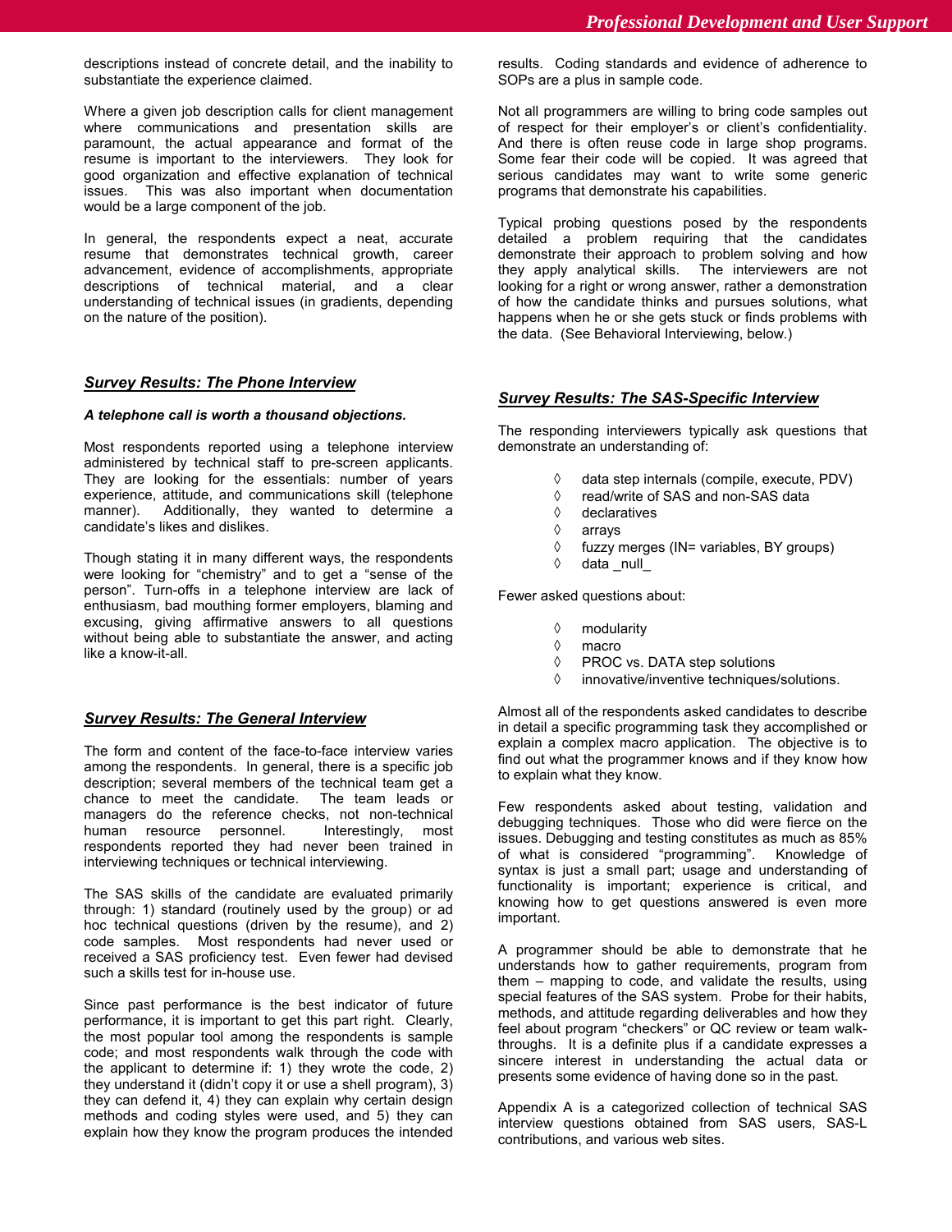descriptions instead of concrete detail, and the inability to substantiate the experience claimed.

Where a given job description calls for client management where communications and presentation skills are paramount, the actual appearance and format of the resume is important to the interviewers. They look for good organization and effective explanation of technical issues. This was also important when documentation would be a large component of the job.

In general, the respondents expect a neat, accurate resume that demonstrates technical growth, career advancement, evidence of accomplishments, appropriate descriptions of technical material, and a clear understanding of technical issues (in gradients, depending on the nature of the position).

## *Survey Results: The Phone Interview*

***A telephone call is worth a thousand objections.***

Most respondents reported using a telephone interview administered by technical staff to pre-screen applicants. They are looking for the essentials: number of years experience, attitude, and communications skill (telephone manner). Additionally, they wanted to determine a candidate's likes and dislikes.

Though stating it in many different ways, the respondents were looking for "chemistry" and to get a "sense of the person". Turn-offs in a telephone interview are lack of enthusiasm, bad mouthing former employers, blaming and excusing, giving affirmative answers to all questions without being able to substantiate the answer, and acting like a know-it-all.

## *Survey Results: The General Interview*

The form and content of the face-to-face interview varies among the respondents. In general, there is a specific job description; several members of the technical team get a chance to meet the candidate. The team leads or managers do the reference checks, not non-technical human resource personnel. Interestingly, most respondents reported they had never been trained in interviewing techniques or technical interviewing.

The SAS skills of the candidate are evaluated primarily through: 1) standard (routinely used by the group) or ad hoc technical questions (driven by the resume), and 2) code samples. Most respondents had never used or received a SAS proficiency test. Even fewer had devised such a skills test for in-house use.

Since past performance is the best indicator of future performance, it is important to get this part right. Clearly, the most popular tool among the respondents is sample code; and most respondents walk through the code with the applicant to determine if: 1) they wrote the code, 2) they understand it (didn't copy it or use a shell program), 3) they can defend it, 4) they can explain why certain design methods and coding styles were used, and 5) they can explain how they know the program produces the intended results. Coding standards and evidence of adherence to SOPs are a plus in sample code.

Not all programmers are willing to bring code samples out of respect for their employer's or client's confidentiality. And there is often reuse code in large shop programs. Some fear their code will be copied. It was agreed that serious candidates may want to write some generic programs that demonstrate his capabilities.

Typical probing questions posed by the respondents detailed a problem requiring that the candidates demonstrate their approach to problem solving and how they apply analytical skills. The interviewers are not looking for a right or wrong answer, rather a demonstration of how the candidate thinks and pursues solutions, what happens when he or she gets stuck or finds problems with the data. (See Behavioral Interviewing, below.)

## *Survey Results: The SAS-Specific Interview*

The responding interviewers typically ask questions that demonstrate an understanding of:

- data step internals (compile, execute, PDV)
- read/write of SAS and non-SAS data
- declaratives
- arrays
- fuzzy merges (IN= variables, BY groups)
- data _null_

Fewer asked questions about:

- modularity
- macro
- PROC vs. DATA step solutions
- innovative/inventive techniques/solutions.

Almost all of the respondents asked candidates to describe in detail a specific programming task they accomplished or explain a complex macro application. The objective is to find out what the programmer knows and if they know how to explain what they know.

Few respondents asked about testing, validation and debugging techniques. Those who did were fierce on the issues. Debugging and testing constitutes as much as 85% of what is considered "programming". Knowledge of syntax is just a small part; usage and understanding of functionality is important; experience is critical, and knowing how to get questions answered is even more important.

A programmer should be able to demonstrate that he understands how to gather requirements, program from them – mapping to code, and validate the results, using special features of the SAS system. Probe for their habits, methods, and attitude regarding deliverables and how they feel about program "checkers" or QC review or team walk-throughs. It is a definite plus if a candidate expresses a sincere interest in understanding the actual data or presents some evidence of having done so in the past.

Appendix A is a categorized collection of technical SAS interview questions obtained from SAS users, SAS-L contributions, and various web sites.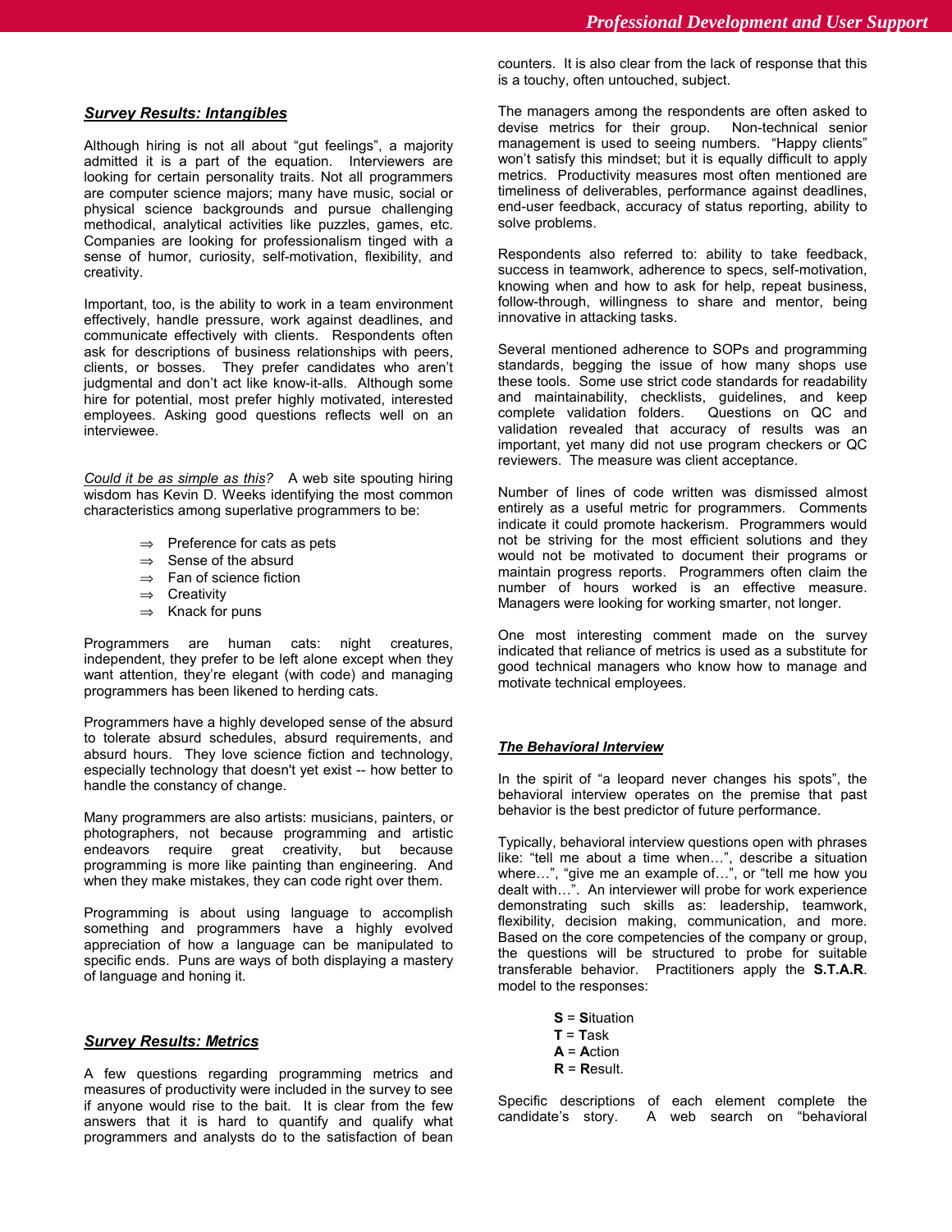## *Survey Results: Intangibles*

Although hiring is not all about "gut feelings", a majority admitted it is a part of the equation. Interviewers are looking for certain personality traits. Not all programmers are computer science majors; many have music, social or physical science backgrounds and pursue challenging methodical, analytical activities like puzzles, games, etc. Companies are looking for professionalism tinged with a sense of humor, curiosity, self-motivation, flexibility, and creativity.

Important, too, is the ability to work in a team environment effectively, handle pressure, work against deadlines, and communicate effectively with clients. Respondents often ask for descriptions of business relationships with peers, clients, or bosses. They prefer candidates who aren't judgmental and don't act like know-it-alls. Although some hire for potential, most prefer highly motivated, interested employees. Asking good questions reflects well on an interviewee.

*Could it be as simple as this?* A web site spouting hiring wisdom has Kevin D. Weeks identifying the most common characteristics among superlative programmers to be:

- ⇒ Preference for cats as pets
- ⇒ Sense of the absurd
- ⇒ Fan of science fiction
- ⇒ Creativity
- ⇒ Knack for puns

Programmers are human cats: night creatures, independent, they prefer to be left alone except when they want attention, they're elegant (with code) and managing programmers has been likened to herding cats.

Programmers have a highly developed sense of the absurd to tolerate absurd schedules, absurd requirements, and absurd hours. They love science fiction and technology, especially technology that doesn't yet exist -- how better to handle the constancy of change.

Many programmers are also artists: musicians, painters, or photographers, not because programming and artistic endeavors require great creativity, but because programming is more like painting than engineering. And when they make mistakes, they can code right over them.

Programming is about using language to accomplish something and programmers have a highly evolved appreciation of how a language can be manipulated to specific ends. Puns are ways of both displaying a mastery of language and honing it.

## *Survey Results: Metrics*

A few questions regarding programming metrics and measures of productivity were included in the survey to see if anyone would rise to the bait. It is clear from the few answers that it is hard to quantify and qualify what programmers and analysts do to the satisfaction of bean counters. It is also clear from the lack of response that this is a touchy, often untouched, subject.

The managers among the respondents are often asked to devise metrics for their group. Non-technical senior management is used to seeing numbers. "Happy clients" won't satisfy this mindset; but it is equally difficult to apply metrics. Productivity measures most often mentioned are timeliness of deliverables, performance against deadlines, end-user feedback, accuracy of status reporting, ability to solve problems.

Respondents also referred to: ability to take feedback, success in teamwork, adherence to specs, self-motivation, knowing when and how to ask for help, repeat business, follow-through, willingness to share and mentor, being innovative in attacking tasks.

Several mentioned adherence to SOPs and programming standards, begging the issue of how many shops use these tools. Some use strict code standards for readability and maintainability, checklists, guidelines, and keep complete validation folders. Questions on QC and validation revealed that accuracy of results was an important, yet many did not use program checkers or QC reviewers. The measure was client acceptance.

Number of lines of code written was dismissed almost entirely as a useful metric for programmers. Comments indicate it could promote hackerism. Programmers would not be striving for the most efficient solutions and they would not be motivated to document their programs or maintain progress reports. Programmers often claim the number of hours worked is an effective measure. Managers were looking for working smarter, not longer.

One most interesting comment made on the survey indicated that reliance of metrics is used as a substitute for good technical managers who know how to manage and motivate technical employees.

## *The Behavioral Interview*

In the spirit of "a leopard never changes his spots", the behavioral interview operates on the premise that past behavior is the best predictor of future performance.

Typically, behavioral interview questions open with phrases like: "tell me about a time when…", describe a situation where…", "give me an example of…", or "tell me how you dealt with…". An interviewer will probe for work experience demonstrating such skills as: leadership, teamwork, flexibility, decision making, communication, and more. Based on the core competencies of the company or group, the questions will be structured to probe for suitable transferable behavior. Practitioners apply the **S.T.A.R**. model to the responses:

**S** = **S**ituation
**T** = **T**ask
**A** = **A**ction
**R** = **R**esult.

Specific descriptions of each element complete the candidate's story. A web search on "behavioral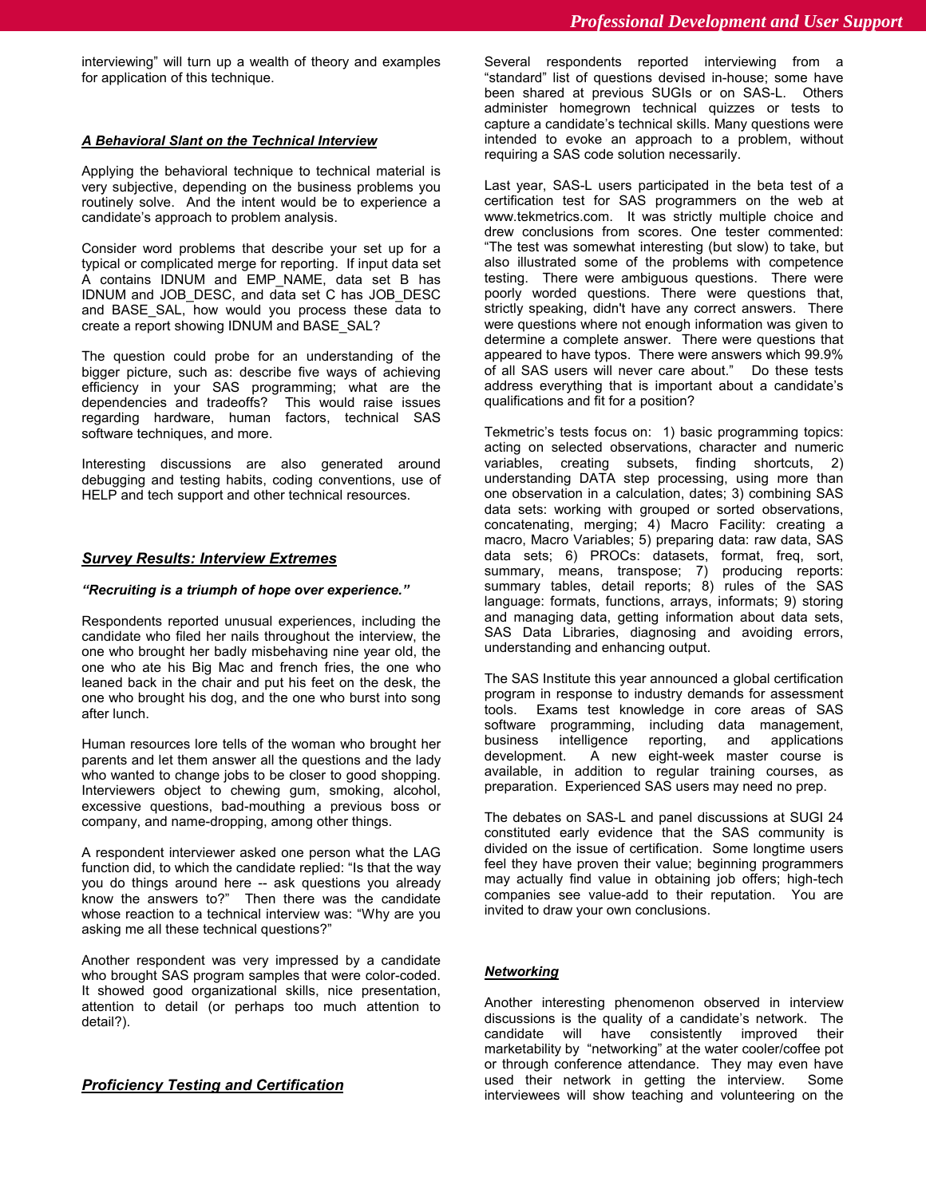interviewing" will turn up a wealth of theory and examples for application of this technique.

### *A Behavioral Slant on the Technical Interview*

Applying the behavioral technique to technical material is very subjective, depending on the business problems you routinely solve. And the intent would be to experience a candidate's approach to problem analysis.

Consider word problems that describe your set up for a typical or complicated merge for reporting. If input data set A contains IDNUM and EMP_NAME, data set B has IDNUM and JOB_DESC, and data set C has JOB_DESC and BASE_SAL, how would you process these data to create a report showing IDNUM and BASE_SAL?

The question could probe for an understanding of the bigger picture, such as: describe five ways of achieving efficiency in your SAS programming; what are the dependencies and tradeoffs? This would raise issues regarding hardware, human factors, technical SAS software techniques, and more.

Interesting discussions are also generated around debugging and testing habits, coding conventions, use of HELP and tech support and other technical resources.

## *Survey Results: Interview Extremes*

***"Recruiting is a triumph of hope over experience."***

Respondents reported unusual experiences, including the candidate who filed her nails throughout the interview, the one who brought her badly misbehaving nine year old, the one who ate his Big Mac and french fries, the one who leaned back in the chair and put his feet on the desk, the one who brought his dog, and the one who burst into song after lunch.

Human resources lore tells of the woman who brought her parents and let them answer all the questions and the lady who wanted to change jobs to be closer to good shopping. Interviewers object to chewing gum, smoking, alcohol, excessive questions, bad-mouthing a previous boss or company, and name-dropping, among other things.

A respondent interviewer asked one person what the LAG function did, to which the candidate replied: "Is that the way you do things around here -- ask questions you already know the answers to?" Then there was the candidate whose reaction to a technical interview was: "Why are you asking me all these technical questions?"

Another respondent was very impressed by a candidate who brought SAS program samples that were color-coded. It showed good organizational skills, nice presentation, attention to detail (or perhaps too much attention to detail?).

## *Proficiency Testing and Certification*

Several respondents reported interviewing from a "standard" list of questions devised in-house; some have been shared at previous SUGIs or on SAS-L. Others administer homegrown technical quizzes or tests to capture a candidate's technical skills. Many questions were intended to evoke an approach to a problem, without requiring a SAS code solution necessarily.

Last year, SAS-L users participated in the beta test of a certification test for SAS programmers on the web at www.tekmetrics.com. It was strictly multiple choice and drew conclusions from scores. One tester commented: "The test was somewhat interesting (but slow) to take, but also illustrated some of the problems with competence testing. There were ambiguous questions. There were poorly worded questions. There were questions that, strictly speaking, didn't have any correct answers. There were questions where not enough information was given to determine a complete answer. There were questions that appeared to have typos. There were answers which 99.9% of all SAS users will never care about." Do these tests address everything that is important about a candidate's qualifications and fit for a position?

Tekmetric's tests focus on: 1) basic programming topics: acting on selected observations, character and numeric variables, creating subsets, finding shortcuts, 2) understanding DATA step processing, using more than one observation in a calculation, dates; 3) combining SAS data sets: working with grouped or sorted observations, concatenating, merging; 4) Macro Facility: creating a macro, Macro Variables; 5) preparing data: raw data, SAS data sets; 6) PROCs: datasets, format, freq, sort, summary, means, transpose; 7) producing reports: summary tables, detail reports; 8) rules of the SAS language: formats, functions, arrays, informats; 9) storing and managing data, getting information about data sets, SAS Data Libraries, diagnosing and avoiding errors, understanding and enhancing output.

The SAS Institute this year announced a global certification program in response to industry demands for assessment tools. Exams test knowledge in core areas of SAS software programming, including data management, business intelligence reporting, and applications development. A new eight-week master course is available, in addition to regular training courses, as preparation. Experienced SAS users may need no prep.

The debates on SAS-L and panel discussions at SUGI 24 constituted early evidence that the SAS community is divided on the issue of certification. Some longtime users feel they have proven their value; beginning programmers may actually find value in obtaining job offers; high-tech companies see value-add to their reputation. You are invited to draw your own conclusions.

### *Networking*

Another interesting phenomenon observed in interview discussions is the quality of a candidate's network. The candidate will have consistently improved their marketability by "networking" at the water cooler/coffee pot or through conference attendance. They may even have used their network in getting the interview. Some interviewees will show teaching and volunteering on the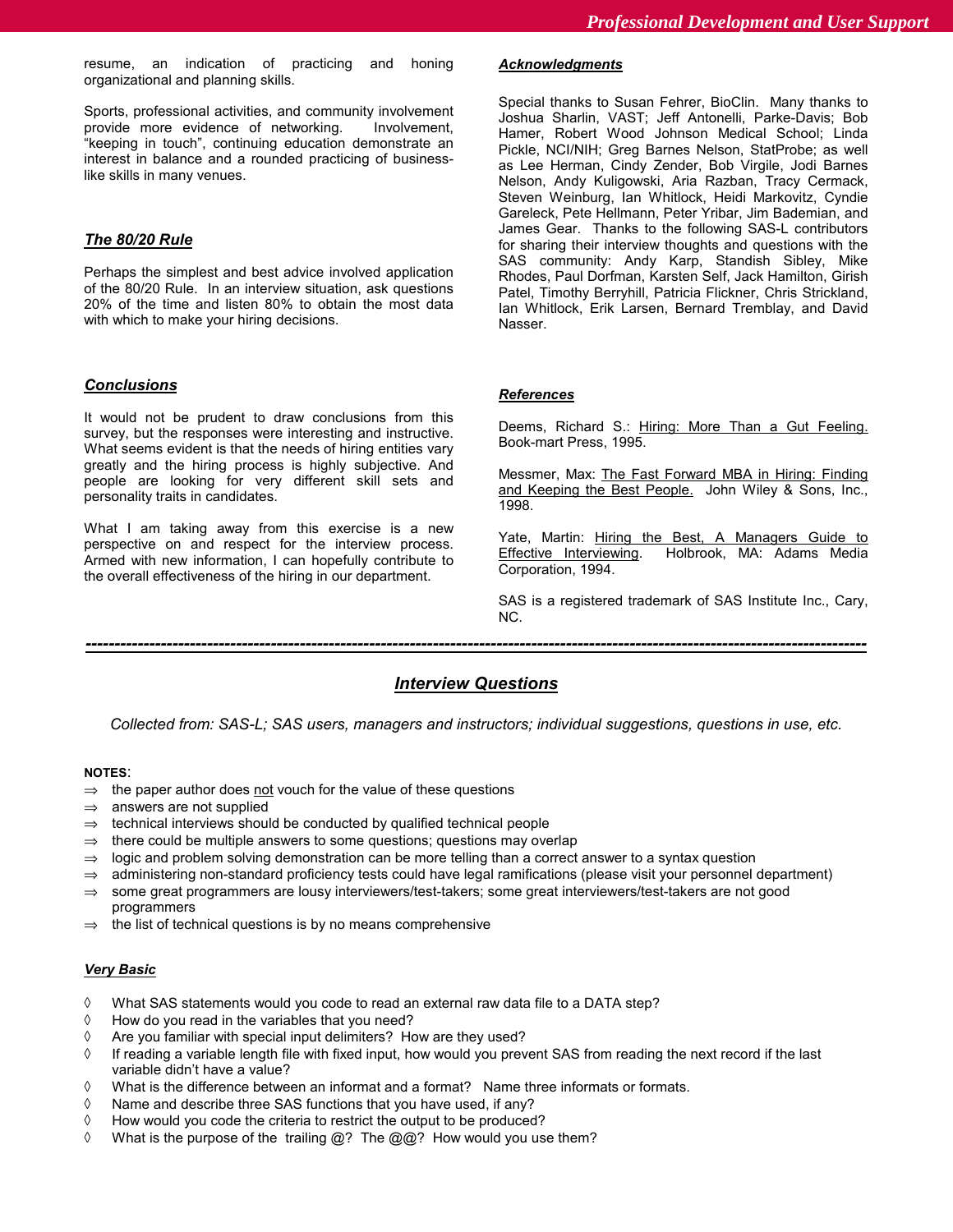resume, an indication of practicing and honing organizational and planning skills.

Sports, professional activities, and community involvement provide more evidence of networking. Involvement, "keeping in touch", continuing education demonstrate an interest in balance and a rounded practicing of business-like skills in many venues.

### *The 80/20 Rule*

Perhaps the simplest and best advice involved application of the 80/20 Rule. In an interview situation, ask questions 20% of the time and listen 80% to obtain the most data with which to make your hiring decisions.

### *Conclusions*

It would not be prudent to draw conclusions from this survey, but the responses were interesting and instructive. What seems evident is that the needs of hiring entities vary greatly and the hiring process is highly subjective. And people are looking for very different skill sets and personality traits in candidates.

What I am taking away from this exercise is a new perspective on and respect for the interview process. Armed with new information, I can hopefully contribute to the overall effectiveness of the hiring in our department.

### *Acknowledgments*

Special thanks to Susan Fehrer, BioClin. Many thanks to Joshua Sharlin, VAST; Jeff Antonelli, Parke-Davis; Bob Hamer, Robert Wood Johnson Medical School; Linda Pickle, NCI/NIH; Greg Barnes Nelson, StatProbe; as well as Lee Herman, Cindy Zender, Bob Virgile, Jodi Barnes Nelson, Andy Kuligowski, Aria Razban, Tracy Cermack, Steven Weinburg, Ian Whitlock, Heidi Markovitz, Cyndie Gareleck, Pete Hellmann, Peter Yribar, Jim Bademian, and James Gear. Thanks to the following SAS-L contributors for sharing their interview thoughts and questions with the SAS community: Andy Karp, Standish Sibley, Mike Rhodes, Paul Dorfman, Karsten Self, Jack Hamilton, Girish Patel, Timothy Berryhill, Patricia Flickner, Chris Strickland, Ian Whitlock, Erik Larsen, Bernard Tremblay, and David Nasser.

### *References*

Deems, Richard S.: Hiring: More Than a Gut Feeling. Book-mart Press, 1995.

Messmer, Max: The Fast Forward MBA in Hiring: Finding and Keeping the Best People. John Wiley & Sons, Inc., 1998.

Yate, Martin: Hiring the Best, A Managers Guide to Effective Interviewing. Holbrook, MA: Adams Media Corporation, 1994.

SAS is a registered trademark of SAS Institute Inc., Cary, NC.

---

## *Interview Questions*

*Collected from: SAS-L; SAS users, managers and instructors; individual suggestions, questions in use, etc.*

**NOTES**:

- ⇒ the paper author does not vouch for the value of these questions
- ⇒ answers are not supplied
- ⇒ technical interviews should be conducted by qualified technical people
- ⇒ there could be multiple answers to some questions; questions may overlap
- ⇒ logic and problem solving demonstration can be more telling than a correct answer to a syntax question
- ⇒ administering non-standard proficiency tests could have legal ramifications (please visit your personnel department)
- ⇒ some great programmers are lousy interviewers/test-takers; some great interviewers/test-takers are not good programmers
- ⇒ the list of technical questions is by no means comprehensive

### *Very Basic*

- ◊ What SAS statements would you code to read an external raw data file to a DATA step?
- ◊ How do you read in the variables that you need?
- ◊ Are you familiar with special input delimiters? How are they used?
- ◊ If reading a variable length file with fixed input, how would you prevent SAS from reading the next record if the last variable didn't have a value?
- ◊ What is the difference between an informat and a format? Name three informats or formats.
- ◊ Name and describe three SAS functions that you have used, if any?
- ◊ How would you code the criteria to restrict the output to be produced?
- ◊ What is the purpose of the trailing @? The @@? How would you use them?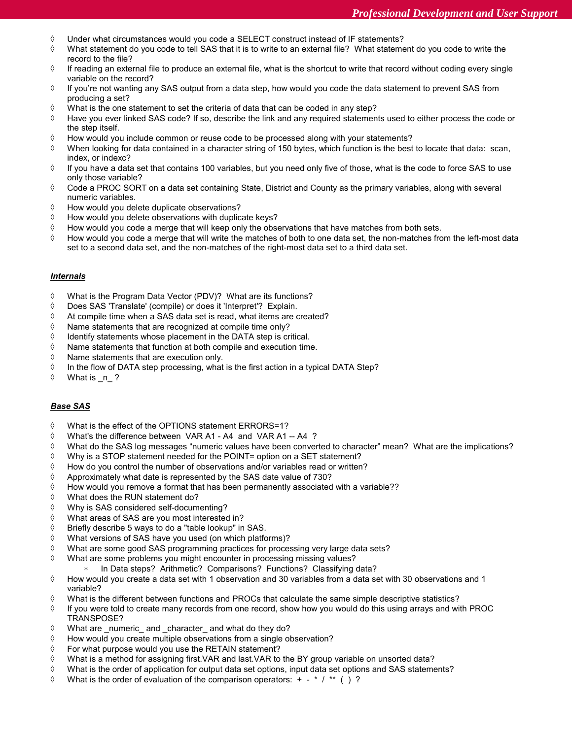- Under what circumstances would you code a SELECT construct instead of IF statements?
- What statement do you code to tell SAS that it is to write to an external file? What statement do you code to write the record to the file?
- If reading an external file to produce an external file, what is the shortcut to write that record without coding every single variable on the record?
- If you're not wanting any SAS output from a data step, how would you code the data statement to prevent SAS from producing a set?
- What is the one statement to set the criteria of data that can be coded in any step?
- Have you ever linked SAS code? If so, describe the link and any required statements used to either process the code or the step itself.
- How would you include common or reuse code to be processed along with your statements?
- When looking for data contained in a character string of 150 bytes, which function is the best to locate that data: scan, index, or indexc?
- If you have a data set that contains 100 variables, but you need only five of those, what is the code to force SAS to use only those variable?
- Code a PROC SORT on a data set containing State, District and County as the primary variables, along with several numeric variables.
- How would you delete duplicate observations?
- How would you delete observations with duplicate keys?
- How would you code a merge that will keep only the observations that have matches from both sets.
- How would you code a merge that will write the matches of both to one data set, the non-matches from the left-most data set to a second data set, and the non-matches of the right-most data set to a third data set.

***Internals***

- What is the Program Data Vector (PDV)? What are its functions?
- Does SAS 'Translate' (compile) or does it 'Interpret'? Explain.
- At compile time when a SAS data set is read, what items are created?
- Name statements that are recognized at compile time only?
- Identify statements whose placement in the DATA step is critical.
- Name statements that function at both compile and execution time.
- Name statements that are execution only.
- In the flow of DATA step processing, what is the first action in a typical DATA Step?
- What is _n_ ?

***Base SAS***

- What is the effect of the OPTIONS statement ERRORS=1?
- What's the difference between VAR A1 - A4 and VAR A1 -- A4 ?
- What do the SAS log messages "numeric values have been converted to character" mean? What are the implications?
- Why is a STOP statement needed for the POINT= option on a SET statement?
- How do you control the number of observations and/or variables read or written?
- Approximately what date is represented by the SAS date value of 730?
- How would you remove a format that has been permanently associated with a variable??
- What does the RUN statement do?
- Why is SAS considered self-documenting?
- What areas of SAS are you most interested in?
- Briefly describe 5 ways to do a "table lookup" in SAS.
- What versions of SAS have you used (on which platforms)?
- What are some good SAS programming practices for processing very large data sets?
- What are some problems you might encounter in processing missing values?
  - In Data steps? Arithmetic? Comparisons? Functions? Classifying data?
- How would you create a data set with 1 observation and 30 variables from a data set with 30 observations and 1 variable?
- What is the different between functions and PROCs that calculate the same simple descriptive statistics?
- If you were told to create many records from one record, show how you would do this using arrays and with PROC TRANSPOSE?
- What are _numeric_ and _character_ and what do they do?
- How would you create multiple observations from a single observation?
- For what purpose would you use the RETAIN statement?
- What is a method for assigning first.VAR and last.VAR to the BY group variable on unsorted data?
- What is the order of application for output data set options, input data set options and SAS statements?
- What is the order of evaluation of the comparison operators: + - * / ** ( ) ?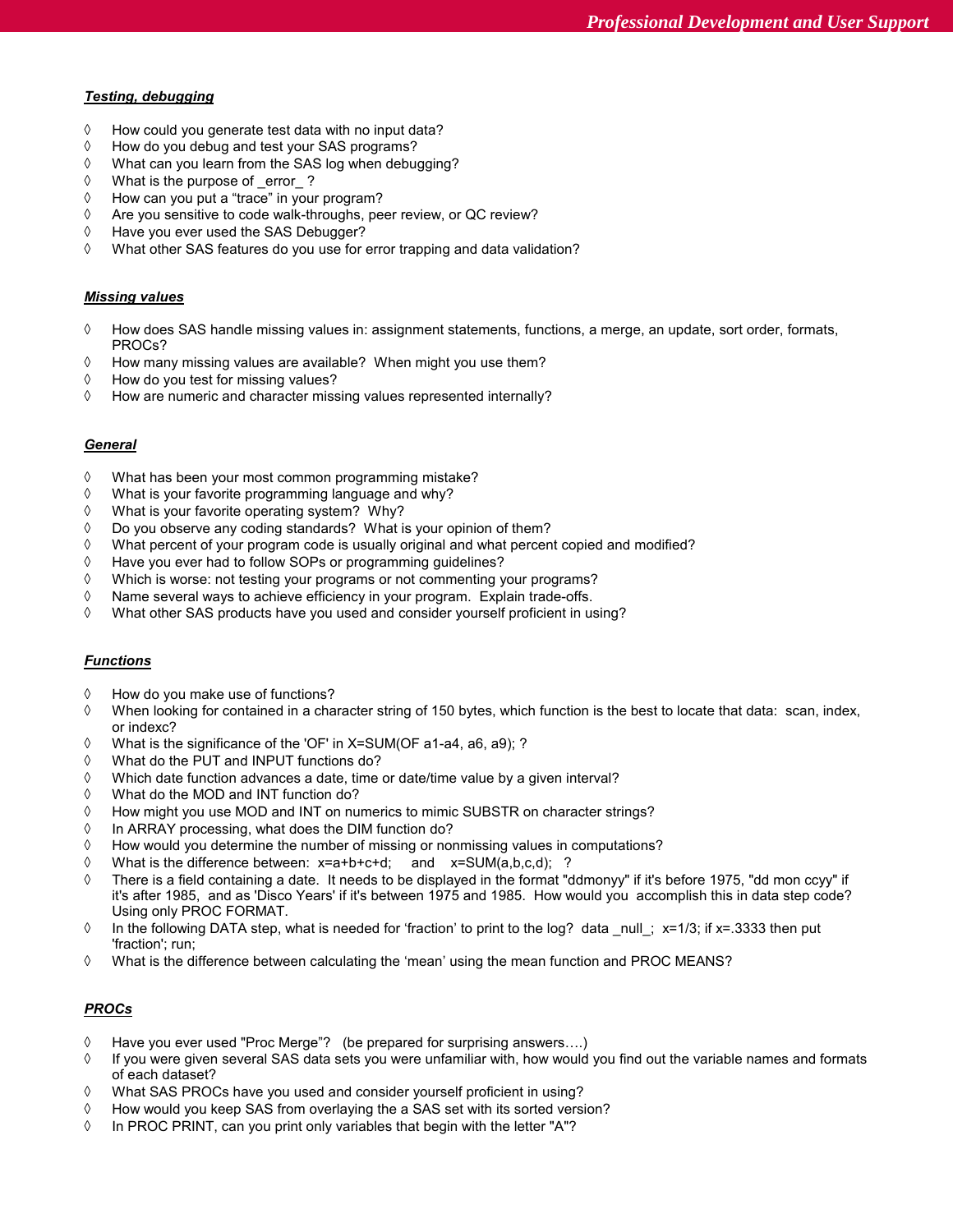***Testing, debugging***

◊ How could you generate test data with no input data?
◊ How do you debug and test your SAS programs?
◊ What can you learn from the SAS log when debugging?
◊ What is the purpose of _error_ ?
◊ How can you put a "trace" in your program?
◊ Are you sensitive to code walk-throughs, peer review, or QC review?
◊ Have you ever used the SAS Debugger?
◊ What other SAS features do you use for error trapping and data validation?

***Missing values***

◊ How does SAS handle missing values in: assignment statements, functions, a merge, an update, sort order, formats, PROCs?
◊ How many missing values are available? When might you use them?
◊ How do you test for missing values?
◊ How are numeric and character missing values represented internally?

***General***

◊ What has been your most common programming mistake?
◊ What is your favorite programming language and why?
◊ What is your favorite operating system? Why?
◊ Do you observe any coding standards? What is your opinion of them?
◊ What percent of your program code is usually original and what percent copied and modified?
◊ Have you ever had to follow SOPs or programming guidelines?
◊ Which is worse: not testing your programs or not commenting your programs?
◊ Name several ways to achieve efficiency in your program. Explain trade-offs.
◊ What other SAS products have you used and consider yourself proficient in using?

***Functions***

◊ How do you make use of functions?
◊ When looking for contained in a character string of 150 bytes, which function is the best to locate that data: scan, index, or indexc?
◊ What is the significance of the 'OF' in X=SUM(OF a1-a4, a6, a9); ?
◊ What do the PUT and INPUT functions do?
◊ Which date function advances a date, time or date/time value by a given interval?
◊ What do the MOD and INT function do?
◊ How might you use MOD and INT on numerics to mimic SUBSTR on character strings?
◊ In ARRAY processing, what does the DIM function do?
◊ How would you determine the number of missing or nonmissing values in computations?
◊ What is the difference between: x=a+b+c+d; and x=SUM(a,b,c,d); ?
◊ There is a field containing a date. It needs to be displayed in the format "ddmonyy" if it's before 1975, "dd mon ccyy" if it's after 1985, and as 'Disco Years' if it's between 1975 and 1985. How would you accomplish this in data step code? Using only PROC FORMAT.
◊ In the following DATA step, what is needed for 'fraction' to print to the log? data _null_; x=1/3; if x=.3333 then put 'fraction'; run;
◊ What is the difference between calculating the 'mean' using the mean function and PROC MEANS?

***PROCs***

◊ Have you ever used "Proc Merge"? (be prepared for surprising answers….)
◊ If you were given several SAS data sets you were unfamiliar with, how would you find out the variable names and formats of each dataset?
◊ What SAS PROCs have you used and consider yourself proficient in using?
◊ How would you keep SAS from overlaying the a SAS set with its sorted version?
◊ In PROC PRINT, can you print only variables that begin with the letter "A"?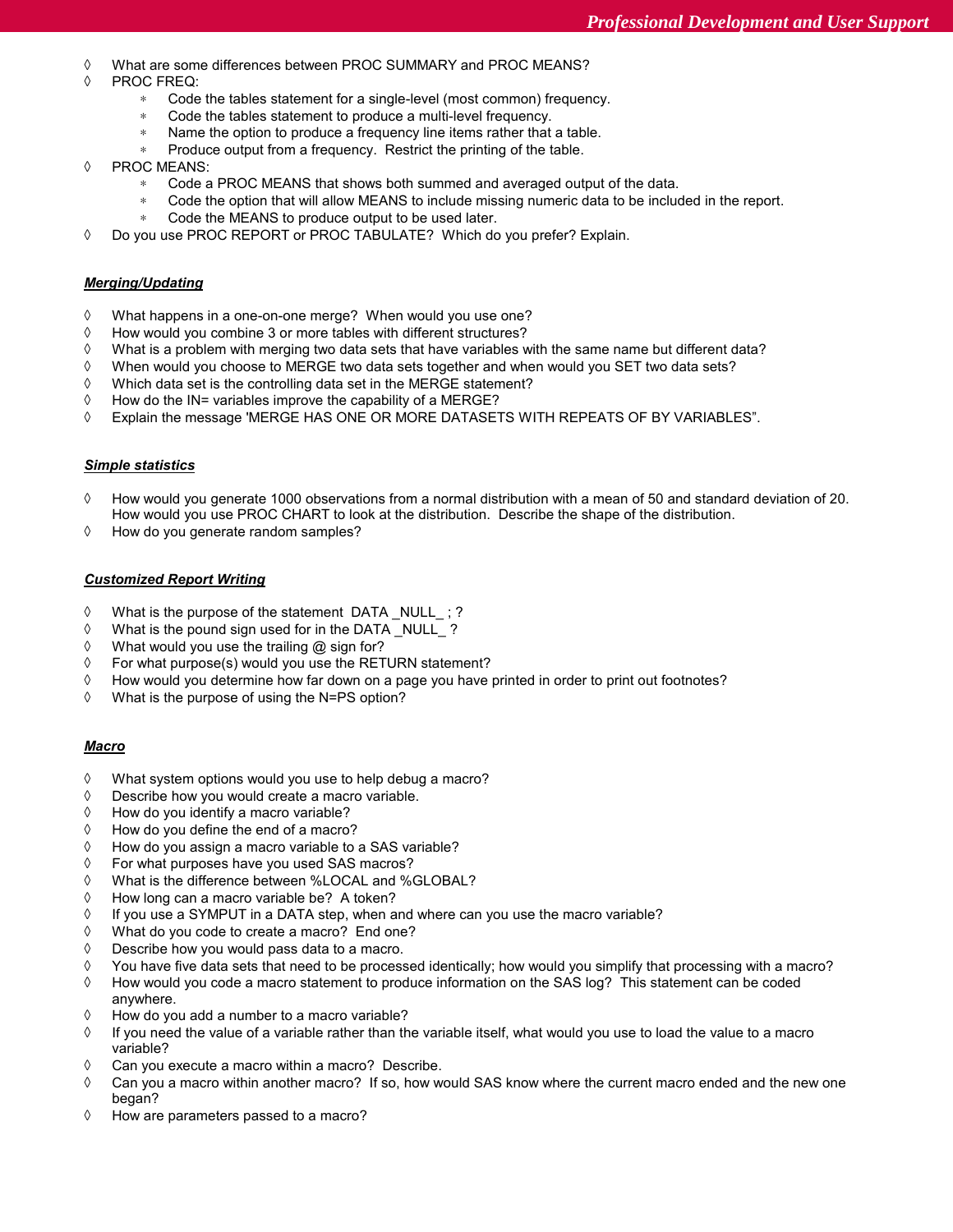- What are some differences between PROC SUMMARY and PROC MEANS?
- PROC FREQ:
    - Code the tables statement for a single-level (most common) frequency.
    - Code the tables statement to produce a multi-level frequency.
    - Name the option to produce a frequency line items rather that a table.
    - Produce output from a frequency. Restrict the printing of the table.
- PROC MEANS:
    - Code a PROC MEANS that shows both summed and averaged output of the data.
    - Code the option that will allow MEANS to include missing numeric data to be included in the report.
    - Code the MEANS to produce output to be used later.
- Do you use PROC REPORT or PROC TABULATE? Which do you prefer? Explain.

***Merging/Updating***

- What happens in a one-on-one merge? When would you use one?
- How would you combine 3 or more tables with different structures?
- What is a problem with merging two data sets that have variables with the same name but different data?
- When would you choose to MERGE two data sets together and when would you SET two data sets?
- Which data set is the controlling data set in the MERGE statement?
- How do the IN= variables improve the capability of a MERGE?
- Explain the message 'MERGE HAS ONE OR MORE DATASETS WITH REPEATS OF BY VARIABLES".

***Simple statistics***

- How would you generate 1000 observations from a normal distribution with a mean of 50 and standard deviation of 20. How would you use PROC CHART to look at the distribution. Describe the shape of the distribution.
- How do you generate random samples?

***Customized Report Writing***

- What is the purpose of the statement DATA _NULL_ ; ?
- What is the pound sign used for in the DATA _NULL_ ?
- What would you use the trailing @ sign for?
- For what purpose(s) would you use the RETURN statement?
- How would you determine how far down on a page you have printed in order to print out footnotes?
- What is the purpose of using the N=PS option?

***Macro***

- What system options would you use to help debug a macro?
- Describe how you would create a macro variable.
- How do you identify a macro variable?
- How do you define the end of a macro?
- How do you assign a macro variable to a SAS variable?
- For what purposes have you used SAS macros?
- What is the difference between %LOCAL and %GLOBAL?
- How long can a macro variable be? A token?
- If you use a SYMPUT in a DATA step, when and where can you use the macro variable?
- What do you code to create a macro? End one?
- Describe how you would pass data to a macro.
- You have five data sets that need to be processed identically; how would you simplify that processing with a macro?
- How would you code a macro statement to produce information on the SAS log? This statement can be coded anywhere.
- How do you add a number to a macro variable?
- If you need the value of a variable rather than the variable itself, what would you use to load the value to a macro variable?
- Can you execute a macro within a macro? Describe.
- Can you a macro within another macro? If so, how would SAS know where the current macro ended and the new one began?
- How are parameters passed to a macro?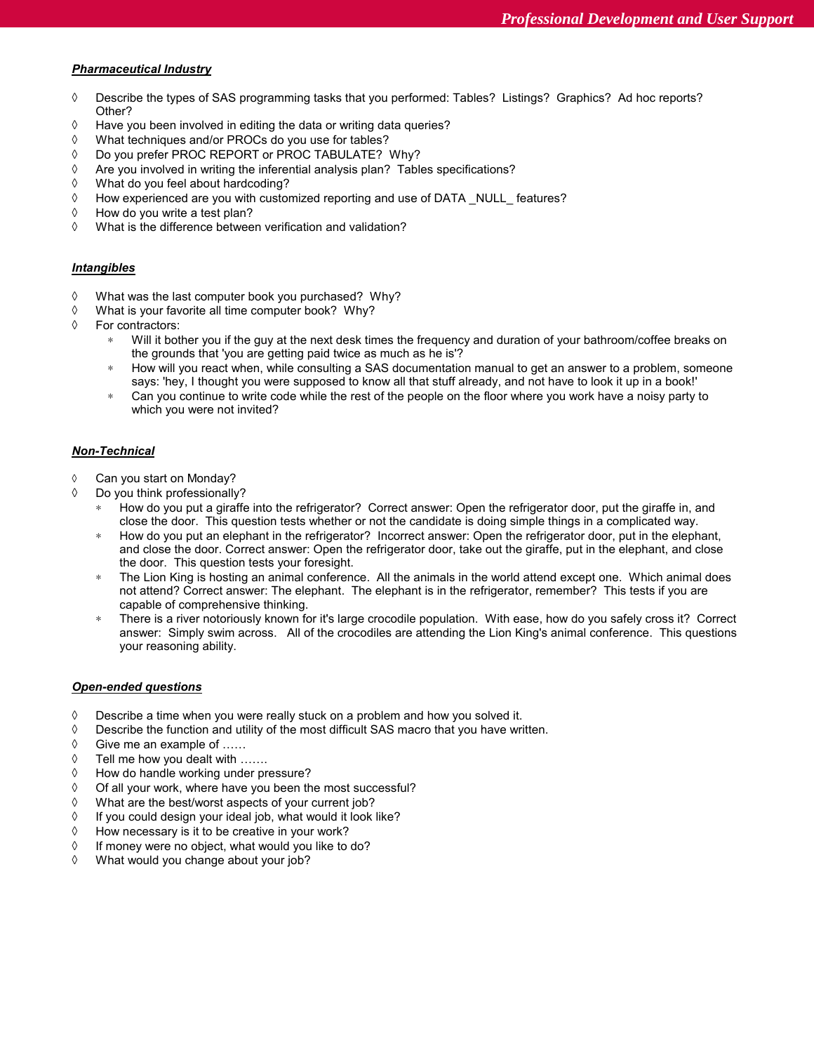***Pharmaceutical Industry***

- ◊ Describe the types of SAS programming tasks that you performed: Tables? Listings? Graphics? Ad hoc reports? Other?
- ◊ Have you been involved in editing the data or writing data queries?
- ◊ What techniques and/or PROCs do you use for tables?
- ◊ Do you prefer PROC REPORT or PROC TABULATE? Why?
- ◊ Are you involved in writing the inferential analysis plan? Tables specifications?
- ◊ What do you feel about hardcoding?
- ◊ How experienced are you with customized reporting and use of DATA _NULL_ features?
- ◊ How do you write a test plan?
- ◊ What is the difference between verification and validation?

***Intangibles***

- ◊ What was the last computer book you purchased? Why?
- ◊ What is your favorite all time computer book? Why?
- ◊ For contractors:
  - Will it bother you if the guy at the next desk times the frequency and duration of your bathroom/coffee breaks on the grounds that 'you are getting paid twice as much as he is'?
  - How will you react when, while consulting a SAS documentation manual to get an answer to a problem, someone says: 'hey, I thought you were supposed to know all that stuff already, and not have to look it up in a book!'
  - Can you continue to write code while the rest of the people on the floor where you work have a noisy party to which you were not invited?

***Non-Technical***

- ◊ Can you start on Monday?
- ◊ Do you think professionally?
  - How do you put a giraffe into the refrigerator? Correct answer: Open the refrigerator door, put the giraffe in, and close the door. This question tests whether or not the candidate is doing simple things in a complicated way.
  - How do you put an elephant in the refrigerator? Incorrect answer: Open the refrigerator door, put in the elephant, and close the door. Correct answer: Open the refrigerator door, take out the giraffe, put in the elephant, and close the door. This question tests your foresight.
  - The Lion King is hosting an animal conference. All the animals in the world attend except one. Which animal does not attend? Correct answer: The elephant. The elephant is in the refrigerator, remember? This tests if you are capable of comprehensive thinking.
  - There is a river notoriously known for it's large crocodile population. With ease, how do you safely cross it? Correct answer: Simply swim across. All of the crocodiles are attending the Lion King's animal conference. This questions your reasoning ability.

***Open-ended questions***

- ◊ Describe a time when you were really stuck on a problem and how you solved it.
- ◊ Describe the function and utility of the most difficult SAS macro that you have written.
- ◊ Give me an example of ……
- ◊ Tell me how you dealt with …….
- ◊ How do handle working under pressure?
- ◊ Of all your work, where have you been the most successful?
- ◊ What are the best/worst aspects of your current job?
- ◊ If you could design your ideal job, what would it look like?
- ◊ How necessary is it to be creative in your work?
- ◊ If money were no object, what would you like to do?
- ◊ What would you change about your job?